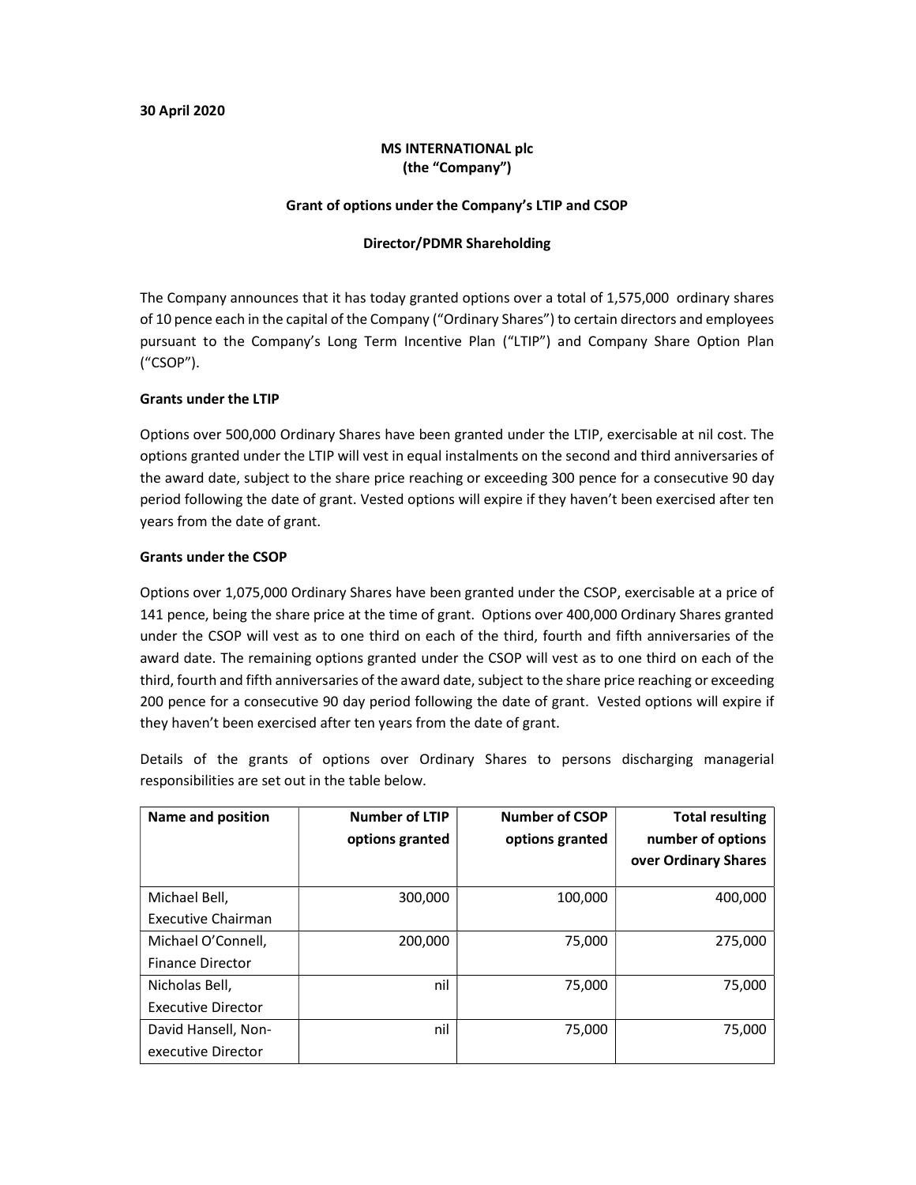**30 April 2020**

**MS INTERNATIONAL plc**
**(the "Company")**

**Grant of options under the Company's LTIP and CSOP**

**Director/PDMR Shareholding**

The Company announces that it has today granted options over a total of 1,575,000 ordinary shares of 10 pence each in the capital of the Company ("Ordinary Shares") to certain directors and employees pursuant to the Company's Long Term Incentive Plan ("LTIP") and Company Share Option Plan ("CSOP").

**Grants under the LTIP**

Options over 500,000 Ordinary Shares have been granted under the LTIP, exercisable at nil cost. The options granted under the LTIP will vest in equal instalments on the second and third anniversaries of the award date, subject to the share price reaching or exceeding 300 pence for a consecutive 90 day period following the date of grant. Vested options will expire if they haven't been exercised after ten years from the date of grant.

**Grants under the CSOP**

Options over 1,075,000 Ordinary Shares have been granted under the CSOP, exercisable at a price of 141 pence, being the share price at the time of grant. Options over 400,000 Ordinary Shares granted under the CSOP will vest as to one third on each of the third, fourth and fifth anniversaries of the award date. The remaining options granted under the CSOP will vest as to one third on each of the third, fourth and fifth anniversaries of the award date, subject to the share price reaching or exceeding 200 pence for a consecutive 90 day period following the date of grant. Vested options will expire if they haven't been exercised after ten years from the date of grant.

Details of the grants of options over Ordinary Shares to persons discharging managerial responsibilities are set out in the table below.

| Name and position | Number of LTIP options granted | Number of CSOP options granted | Total resulting number of options over Ordinary Shares |
|---|---:|---:|---:|
| Michael Bell, Executive Chairman | 300,000 | 100,000 | 400,000 |
| Michael O'Connell, Finance Director | 200,000 | 75,000 | 275,000 |
| Nicholas Bell, Executive Director | nil | 75,000 | 75,000 |
| David Hansell, Non-executive Director | nil | 75,000 | 75,000 |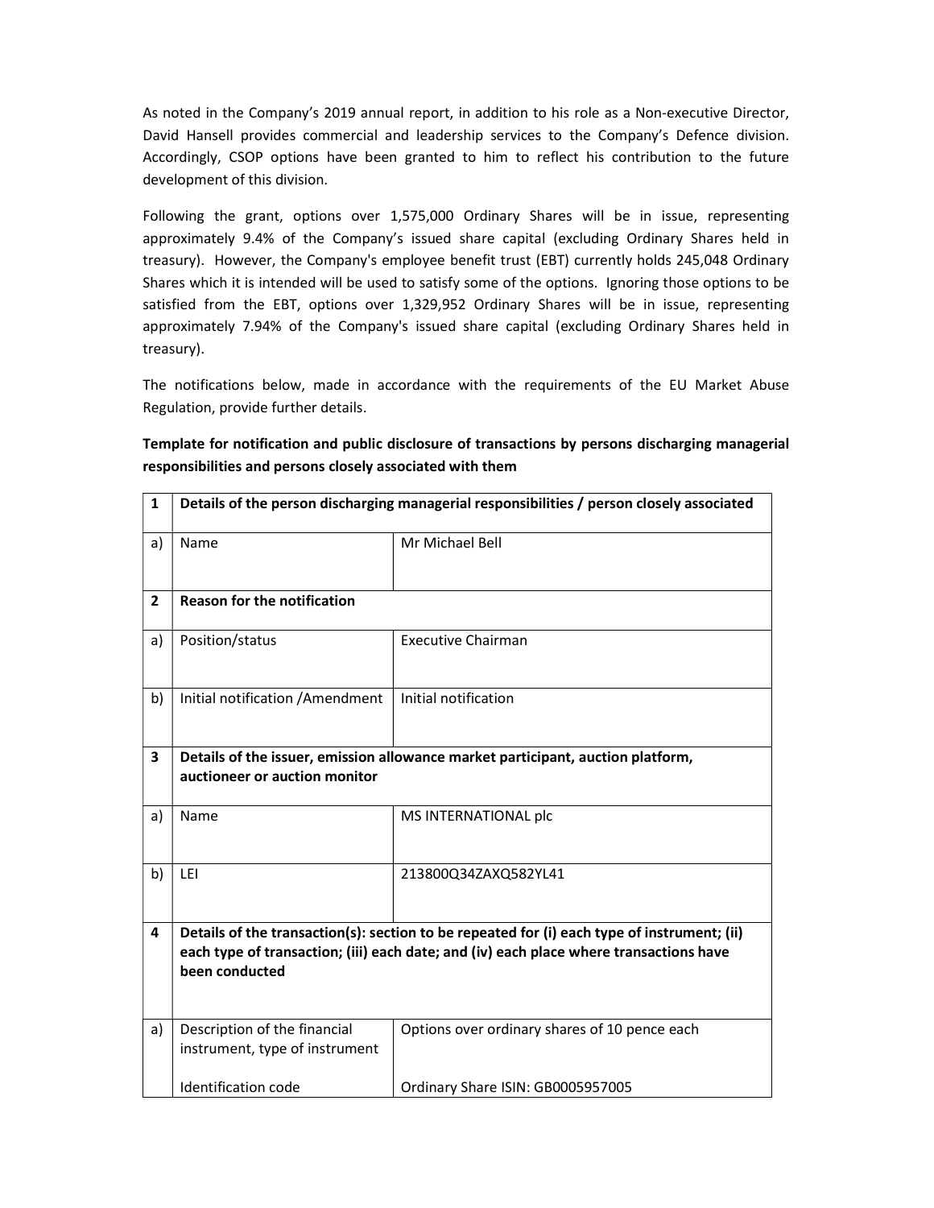As noted in the Company's 2019 annual report, in addition to his role as a Non-executive Director, David Hansell provides commercial and leadership services to the Company's Defence division. Accordingly, CSOP options have been granted to him to reflect his contribution to the future development of this division.

Following the grant, options over 1,575,000 Ordinary Shares will be in issue, representing approximately 9.4% of the Company's issued share capital (excluding Ordinary Shares held in treasury). However, the Company's employee benefit trust (EBT) currently holds 245,048 Ordinary Shares which it is intended will be used to satisfy some of the options. Ignoring those options to be satisfied from the EBT, options over 1,329,952 Ordinary Shares will be in issue, representing approximately 7.94% of the Company's issued share capital (excluding Ordinary Shares held in treasury).

The notifications below, made in accordance with the requirements of the EU Market Abuse Regulation, provide further details.

**Template for notification and public disclosure of transactions by persons discharging managerial responsibilities and persons closely associated with them**

| 1 | **Details of the person discharging managerial responsibilities / person closely associated** | |
|---|---|---|
| a) | Name | Mr Michael Bell |
| 2 | **Reason for the notification** | |
| a) | Position/status | Executive Chairman |
| b) | Initial notification /Amendment | Initial notification |
| 3 | **Details of the issuer, emission allowance market participant, auction platform, auctioneer or auction monitor** | |
| a) | Name | MS INTERNATIONAL plc |
| b) | LEI | 213800Q34ZAXQ582YL41 |
| 4 | **Details of the transaction(s): section to be repeated for (i) each type of instrument; (ii) each type of transaction; (iii) each date; and (iv) each place where transactions have been conducted** | |
| a) | Description of the financial instrument, type of instrument<br><br>Identification code | Options over ordinary shares of 10 pence each<br><br>Ordinary Share ISIN: GB0005957005 |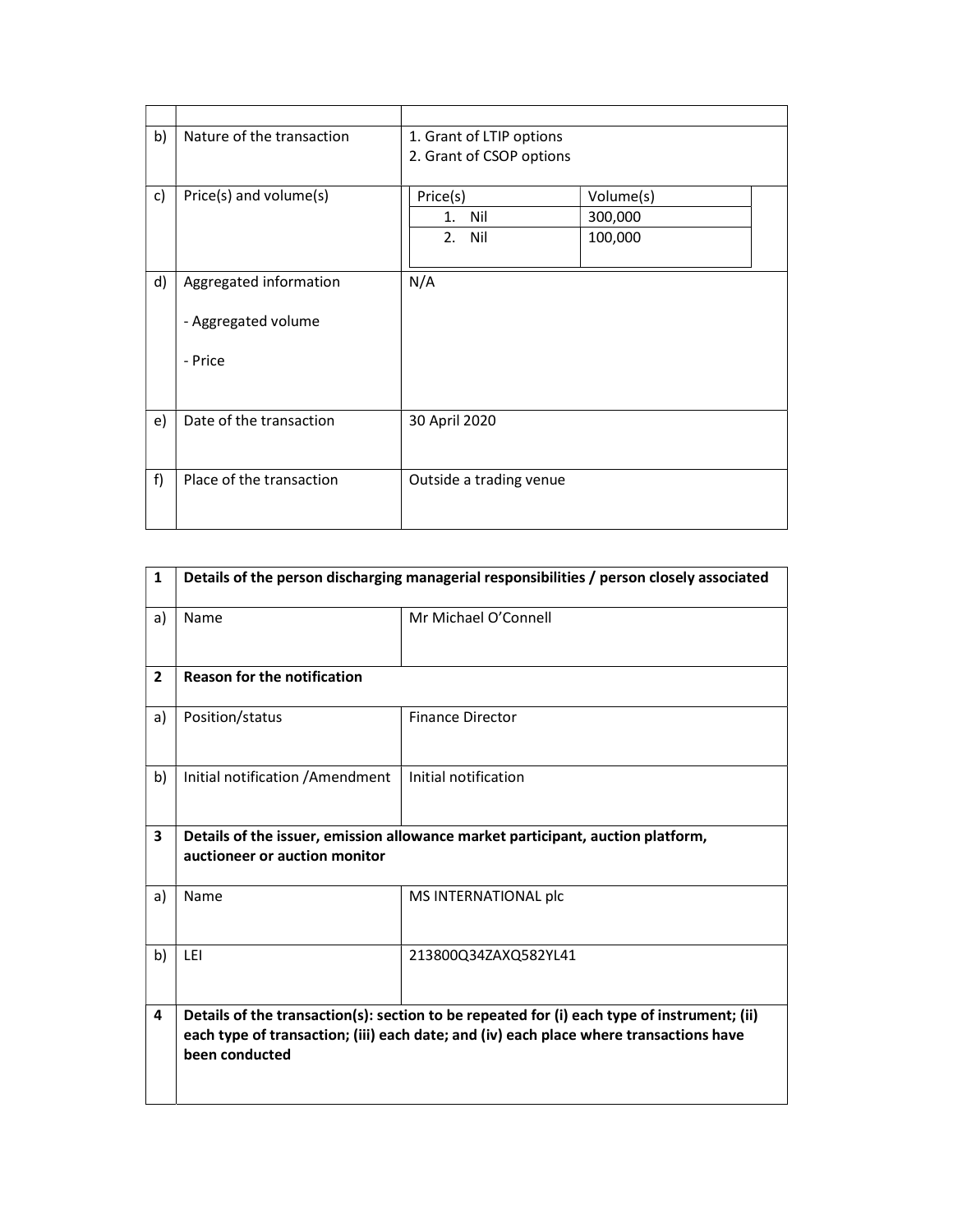| | | |
|---|---|---|
| b) | Nature of the transaction | 1. Grant of LTIP options<br>2. Grant of CSOP options |
| c) | Price(s) and volume(s) | Price(s) / Volume(s)<br>1. Nil / 300,000<br>2. Nil / 100,000 |
| d) | Aggregated information<br><br>- Aggregated volume<br><br>- Price | N/A |
| e) | Date of the transaction | 30 April 2020 |
| f) | Place of the transaction | Outside a trading venue |

| | | |
|---|---|---|
| **1** | **Details of the person discharging managerial responsibilities / person closely associated** | |
| a) | Name | Mr Michael O'Connell |
| **2** | **Reason for the notification** | |
| a) | Position/status | Finance Director |
| b) | Initial notification /Amendment | Initial notification |
| **3** | **Details of the issuer, emission allowance market participant, auction platform, auctioneer or auction monitor** | |
| a) | Name | MS INTERNATIONAL plc |
| b) | LEI | 213800Q34ZAXQ582YL41 |
| **4** | **Details of the transaction(s): section to be repeated for (i) each type of instrument; (ii) each type of transaction; (iii) each date; and (iv) each place where transactions have been conducted** | |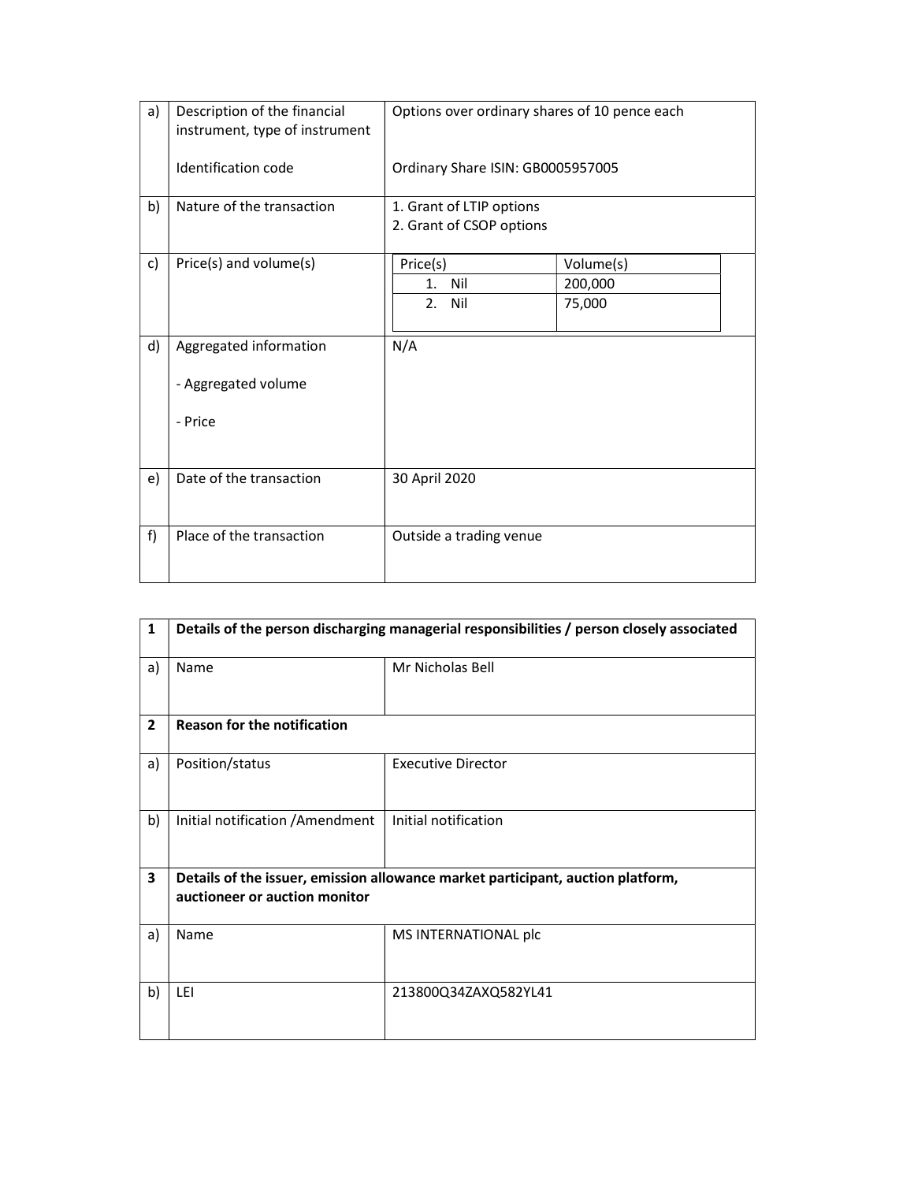| | | |
|---|---|---|
| a) | Description of the financial instrument, type of instrument<br><br>Identification code | Options over ordinary shares of 10 pence each<br><br>Ordinary Share ISIN: GB0005957005 |
| b) | Nature of the transaction | 1. Grant of LTIP options<br>2. Grant of CSOP options |
| c) | Price(s) and volume(s) | Price(s) / Volume(s)<br>1. Nil / 200,000<br>2. Nil / 75,000 |
| d) | Aggregated information<br><br>- Aggregated volume<br><br>- Price | N/A |
| e) | Date of the transaction | 30 April 2020 |
| f) | Place of the transaction | Outside a trading venue |

| | | |
|---|---|---|
| **1** | **Details of the person discharging managerial responsibilities / person closely associated** | |
| a) | Name | Mr Nicholas Bell |
| **2** | **Reason for the notification** | |
| a) | Position/status | Executive Director |
| b) | Initial notification /Amendment | Initial notification |
| **3** | **Details of the issuer, emission allowance market participant, auction platform, auctioneer or auction monitor** | |
| a) | Name | MS INTERNATIONAL plc |
| b) | LEI | 213800Q34ZAXQ582YL41 |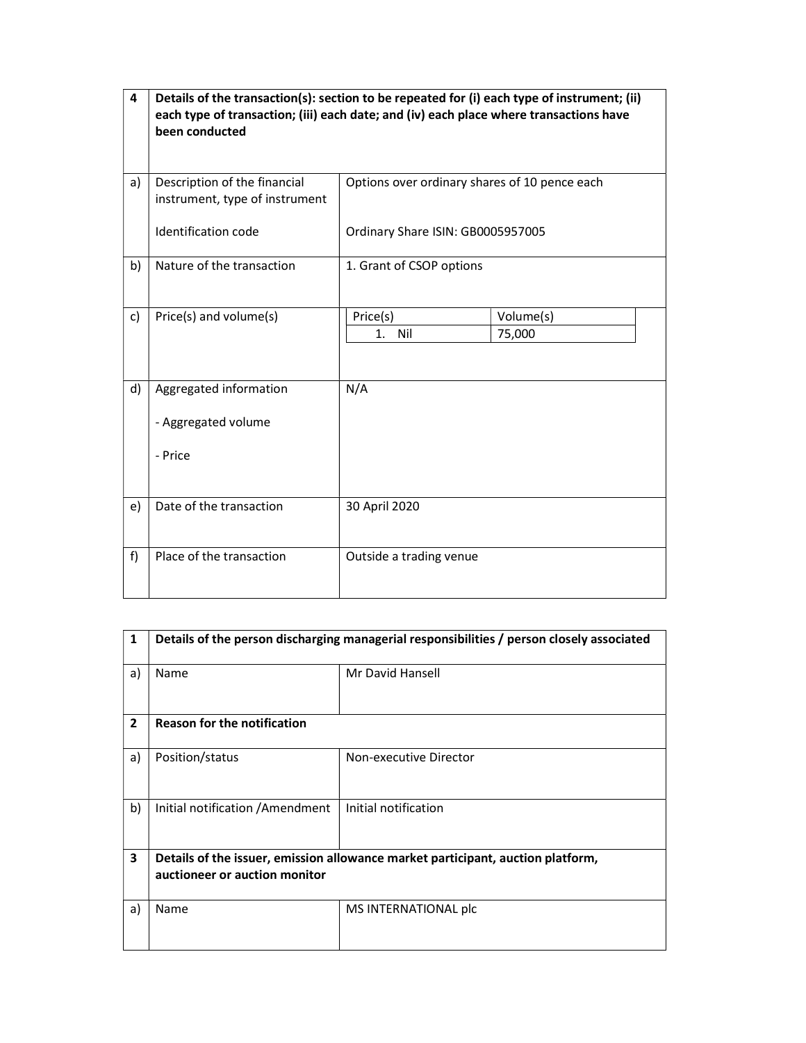| 4 | Details of the transaction(s): section to be repeated for (i) each type of instrument; (ii) each type of transaction; (iii) each date; and (iv) each place where transactions have been conducted | |
|---|---|---|
| a) | Description of the financial instrument, type of instrument<br><br>Identification code | Options over ordinary shares of 10 pence each<br><br>Ordinary Share ISIN: GB0005957005 |
| b) | Nature of the transaction | 1. Grant of CSOP options |
| c) | Price(s) and volume(s) | Price(s): 1. Nil — Volume(s): 75,000 |
| d) | Aggregated information<br><br>- Aggregated volume<br><br>- Price | N/A |
| e) | Date of the transaction | 30 April 2020 |
| f) | Place of the transaction | Outside a trading venue |

| 1 | Details of the person discharging managerial responsibilities / person closely associated | |
|---|---|---|
| a) | Name | Mr David Hansell |
| 2 | Reason for the notification | |
| a) | Position/status | Non-executive Director |
| b) | Initial notification /Amendment | Initial notification |
| 3 | Details of the issuer, emission allowance market participant, auction platform, auctioneer or auction monitor | |
| a) | Name | MS INTERNATIONAL plc |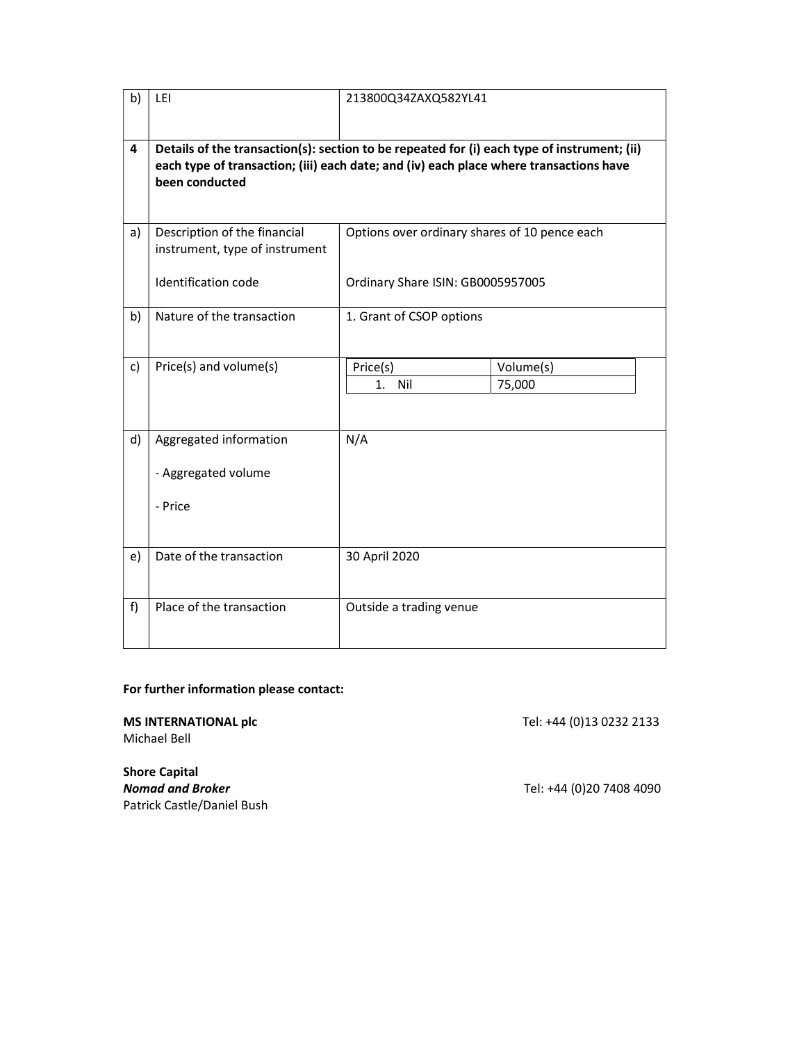| | | |
|---|---|---|
| b) | LEI | 213800Q34ZAXQ582YL41 |
| **4** | **Details of the transaction(s): section to be repeated for (i) each type of instrument; (ii) each type of transaction; (iii) each date; and (iv) each place where transactions have been conducted** | |
| a) | Description of the financial instrument, type of instrument<br><br>Identification code | Options over ordinary shares of 10 pence each<br><br>Ordinary Share ISIN: GB0005957005 |
| b) | Nature of the transaction | 1. Grant of CSOP options |
| c) | Price(s) and volume(s) | Price(s): 1. Nil — Volume(s): 75,000 |
| d) | Aggregated information<br><br>- Aggregated volume<br><br>- Price | N/A |
| e) | Date of the transaction | 30 April 2020 |
| f) | Place of the transaction | Outside a trading venue |

**For further information please contact:**

**MS INTERNATIONAL plc**
Michael Bell
Tel: +44 (0)13 0232 2133

**Shore Capital**
***Nomad and Broker***
Patrick Castle/Daniel Bush
Tel: +44 (0)20 7408 4090